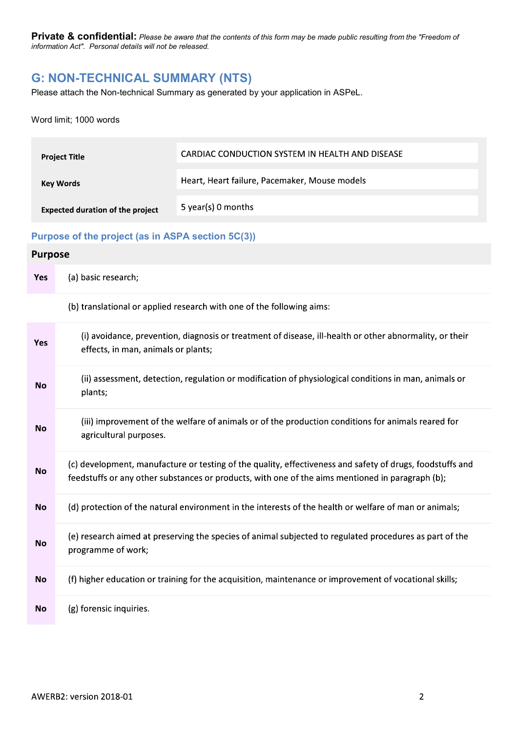**Private & confidential:** *Please be aware that the contents of this form may be made public resulting from the "Freedom of information Act". Personal details will not be released.*

## G: NON-TECHNICAL SUMMARY (NTS)

Please attach the Non-technical Summary as generated by your application in ASPeL.

Word limit; 1000 words

| | |
|---|---|
| **Project Title** | CARDIAC CONDUCTION SYSTEM IN HEALTH AND DISEASE |
| **Key Words** | Heart, Heart failure, Pacemaker, Mouse models |
| **Expected duration of the project** | 5 year(s) 0 months |

### Purpose of the project (as in ASPA section 5C(3))

| Purpose | |
|---|---|
| **Yes** | (a) basic research; |
| | (b) translational or applied research with one of the following aims: |
| **Yes** | (i) avoidance, prevention, diagnosis or treatment of disease, ill-health or other abnormality, or their effects, in man, animals or plants; |
| **No** | (ii) assessment, detection, regulation or modification of physiological conditions in man, animals or plants; |
| **No** | (iii) improvement of the welfare of animals or of the production conditions for animals reared for agricultural purposes. |
| **No** | (c) development, manufacture or testing of the quality, effectiveness and safety of drugs, foodstuffs and feedstuffs or any other substances or products, with one of the aims mentioned in paragraph (b); |
| **No** | (d) protection of the natural environment in the interests of the health or welfare of man or animals; |
| **No** | (e) research aimed at preserving the species of animal subjected to regulated procedures as part of the programme of work; |
| **No** | (f) higher education or training for the acquisition, maintenance or improvement of vocational skills; |
| **No** | (g) forensic inquiries. |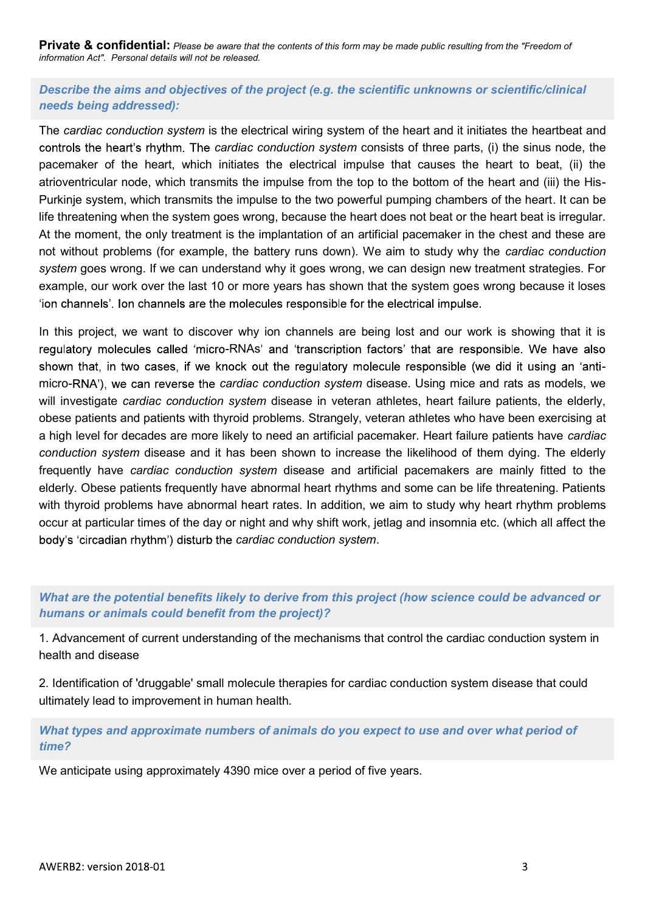**Private & confidential:** *Please be aware that the contents of this form may be made public resulting from the "Freedom of information Act". Personal details will not be released.*

***Describe the aims and objectives of the project (e.g. the scientific unknowns or scientific/clinical needs being addressed):***

The *cardiac conduction system* is the electrical wiring system of the heart and it initiates the heartbeat and controls the heart's rhythm. The *cardiac conduction system* consists of three parts, (i) the sinus node, the pacemaker of the heart, which initiates the electrical impulse that causes the heart to beat, (ii) the atrioventricular node, which transmits the impulse from the top to the bottom of the heart and (iii) the His-Purkinje system, which transmits the impulse to the two powerful pumping chambers of the heart. It can be life threatening when the system goes wrong, because the heart does not beat or the heart beat is irregular. At the moment, the only treatment is the implantation of an artificial pacemaker in the chest and these are not without problems (for example, the battery runs down). We aim to study why the *cardiac conduction system* goes wrong. If we can understand why it goes wrong, we can design new treatment strategies. For example, our work over the last 10 or more years has shown that the system goes wrong because it loses 'ion channels'. Ion channels are the molecules responsible for the electrical impulse.

In this project, we want to discover why ion channels are being lost and our work is showing that it is regulatory molecules called 'micro-RNAs' and 'transcription factors' that are responsible. We have also shown that, in two cases, if we knock out the regulatory molecule responsible (we did it using an 'anti-micro-RNA'), we can reverse the *cardiac conduction system* disease. Using mice and rats as models, we will investigate *cardiac conduction system* disease in veteran athletes, heart failure patients, the elderly, obese patients and patients with thyroid problems. Strangely, veteran athletes who have been exercising at a high level for decades are more likely to need an artificial pacemaker. Heart failure patients have *cardiac conduction system* disease and it has been shown to increase the likelihood of them dying. The elderly frequently have *cardiac conduction system* disease and artificial pacemakers are mainly fitted to the elderly. Obese patients frequently have abnormal heart rhythms and some can be life threatening. Patients with thyroid problems have abnormal heart rates. In addition, we aim to study why heart rhythm problems occur at particular times of the day or night and why shift work, jetlag and insomnia etc. (which all affect the body's 'circadian rhythm') disturb the *cardiac conduction system*.

***What are the potential benefits likely to derive from this project (how science could be advanced or humans or animals could benefit from the project)?***

1. Advancement of current understanding of the mechanisms that control the cardiac conduction system in health and disease

2. Identification of 'druggable' small molecule therapies for cardiac conduction system disease that could ultimately lead to improvement in human health.

***What types and approximate numbers of animals do you expect to use and over what period of time?***

We anticipate using approximately 4390 mice over a period of five years.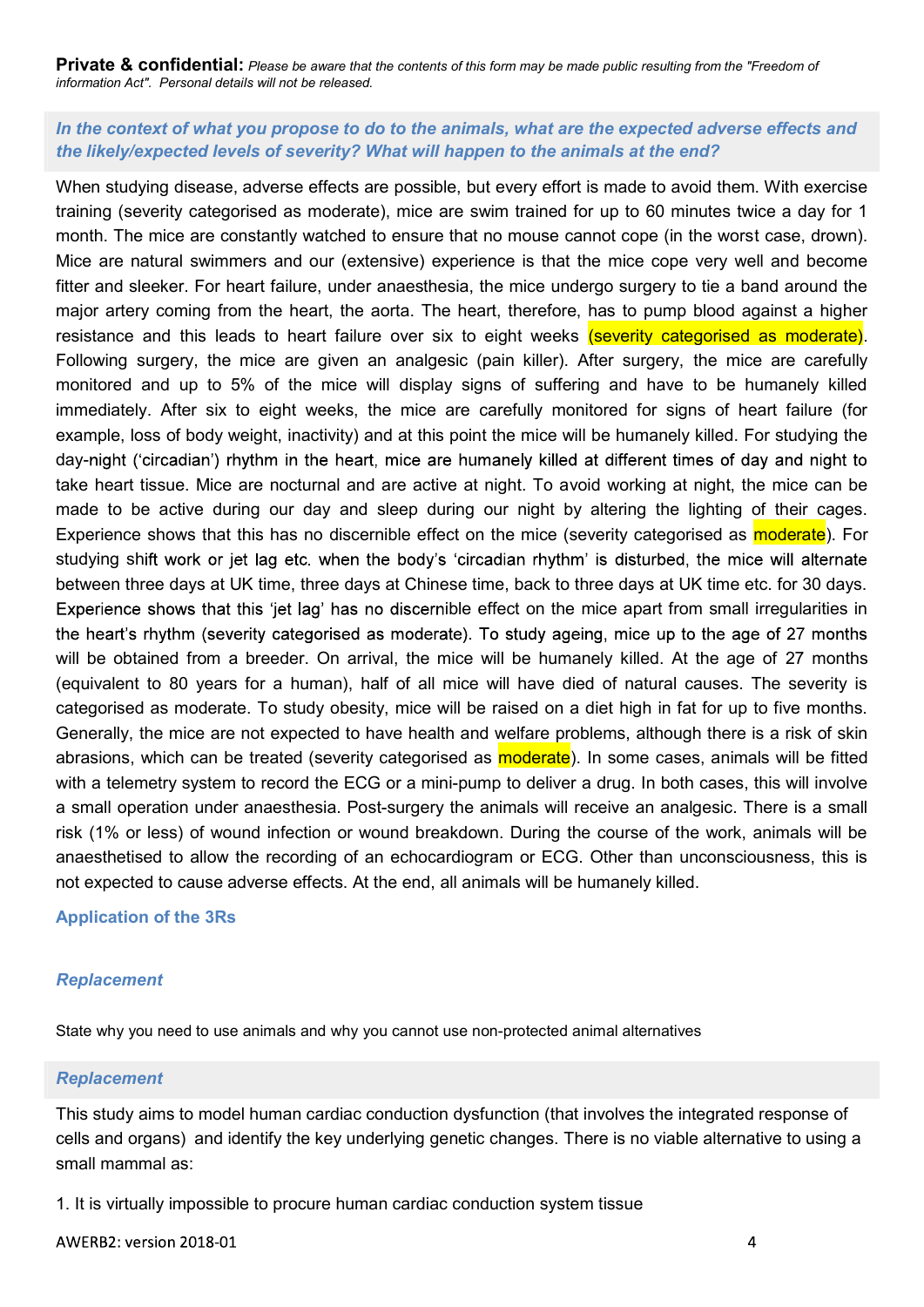**Private & confidential:** *Please be aware that the contents of this form may be made public resulting from the "Freedom of information Act". Personal details will not be released.*

### *In the context of what you propose to do to the animals, what are the expected adverse effects and the likely/expected levels of severity? What will happen to the animals at the end?*

When studying disease, adverse effects are possible, but every effort is made to avoid them. With exercise training (severity categorised as moderate), mice are swim trained for up to 60 minutes twice a day for 1 month. The mice are constantly watched to ensure that no mouse cannot cope (in the worst case, drown). Mice are natural swimmers and our (extensive) experience is that the mice cope very well and become fitter and sleeker. For heart failure, under anaesthesia, the mice undergo surgery to tie a band around the major artery coming from the heart, the aorta. The heart, therefore, has to pump blood against a higher resistance and this leads to heart failure over six to eight weeks (severity categorised as moderate). Following surgery, the mice are given an analgesic (pain killer). After surgery, the mice are carefully monitored and up to 5% of the mice will display signs of suffering and have to be humanely killed immediately. After six to eight weeks, the mice are carefully monitored for signs of heart failure (for example, loss of body weight, inactivity) and at this point the mice will be humanely killed. For studying the day-night ('circadian') rhythm in the heart, mice are humanely killed at different times of day and night to take heart tissue. Mice are nocturnal and are active at night. To avoid working at night, the mice can be made to be active during our day and sleep during our night by altering the lighting of their cages. Experience shows that this has no discernible effect on the mice (severity categorised as moderate). For studying shift work or jet lag etc. when the body's 'circadian rhythm' is disturbed, the mice will alternate between three days at UK time, three days at Chinese time, back to three days at UK time etc. for 30 days. Experience shows that this 'jet lag' has no discernible effect on the mice apart from small irregularities in the heart's rhythm (severity categorised as moderate). To study ageing, mice up to the age of 27 months will be obtained from a breeder. On arrival, the mice will be humanely killed. At the age of 27 months (equivalent to 80 years for a human), half of all mice will have died of natural causes. The severity is categorised as moderate. To study obesity, mice will be raised on a diet high in fat for up to five months. Generally, the mice are not expected to have health and welfare problems, although there is a risk of skin abrasions, which can be treated (severity categorised as moderate). In some cases, animals will be fitted with a telemetry system to record the ECG or a mini-pump to deliver a drug. In both cases, this will involve a small operation under anaesthesia. Post-surgery the animals will receive an analgesic. There is a small risk (1% or less) of wound infection or wound breakdown. During the course of the work, animals will be anaesthetised to allow the recording of an echocardiogram or ECG. Other than unconsciousness, this is not expected to cause adverse effects. At the end, all animals will be humanely killed.

## Application of the 3Rs

### *Replacement*

State why you need to use animals and why you cannot use non-protected animal alternatives

### *Replacement*

This study aims to model human cardiac conduction dysfunction (that involves the integrated response of cells and organs) and identify the key underlying genetic changes. There is no viable alternative to using a small mammal as:

1. It is virtually impossible to procure human cardiac conduction system tissue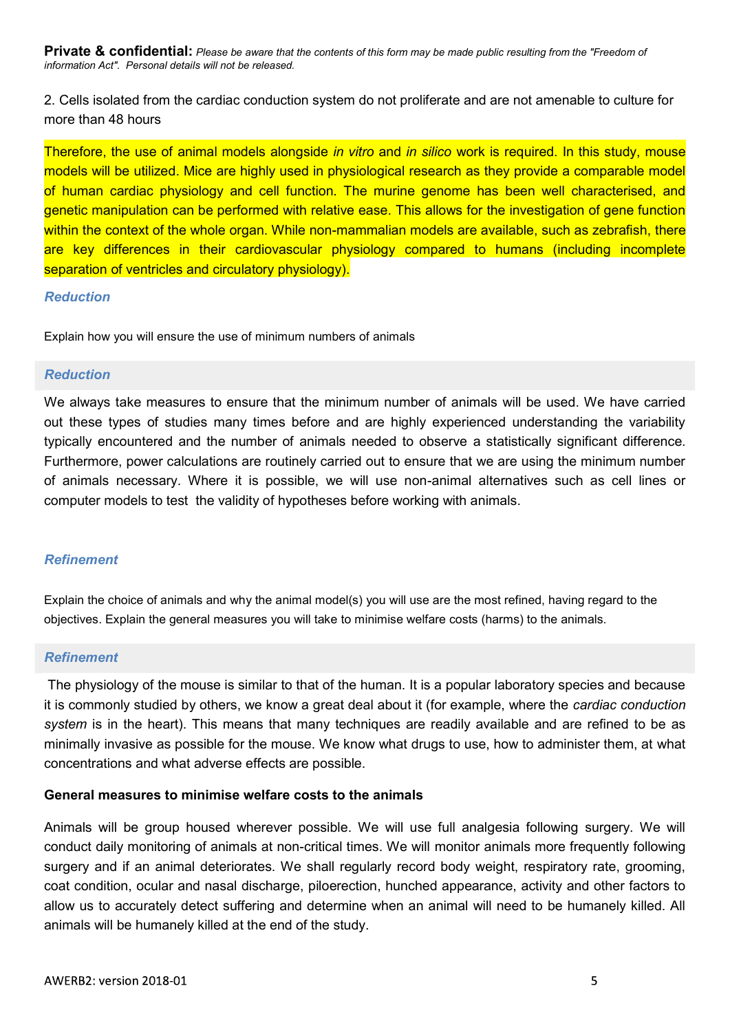**Private & confidential:** *Please be aware that the contents of this form may be made public resulting from the "Freedom of information Act". Personal details will not be released.*

2. Cells isolated from the cardiac conduction system do not proliferate and are not amenable to culture for more than 48 hours

Therefore, the use of animal models alongside *in vitro* and *in silico* work is required. In this study, mouse models will be utilized. Mice are highly used in physiological research as they provide a comparable model of human cardiac physiology and cell function. The murine genome has been well characterised, and genetic manipulation can be performed with relative ease. This allows for the investigation of gene function within the context of the whole organ. While non-mammalian models are available, such as zebrafish, there are key differences in their cardiovascular physiology compared to humans (including incomplete separation of ventricles and circulatory physiology).

### *Reduction*

Explain how you will ensure the use of minimum numbers of animals

### *Reduction*

We always take measures to ensure that the minimum number of animals will be used. We have carried out these types of studies many times before and are highly experienced understanding the variability typically encountered and the number of animals needed to observe a statistically significant difference. Furthermore, power calculations are routinely carried out to ensure that we are using the minimum number of animals necessary. Where it is possible, we will use non-animal alternatives such as cell lines or computer models to test the validity of hypotheses before working with animals.

### *Refinement*

Explain the choice of animals and why the animal model(s) you will use are the most refined, having regard to the objectives. Explain the general measures you will take to minimise welfare costs (harms) to the animals.

### *Refinement*

The physiology of the mouse is similar to that of the human. It is a popular laboratory species and because it is commonly studied by others, we know a great deal about it (for example, where the *cardiac conduction system* is in the heart). This means that many techniques are readily available and are refined to be as minimally invasive as possible for the mouse. We know what drugs to use, how to administer them, at what concentrations and what adverse effects are possible.

**General measures to minimise welfare costs to the animals**

Animals will be group housed wherever possible. We will use full analgesia following surgery. We will conduct daily monitoring of animals at non-critical times. We will monitor animals more frequently following surgery and if an animal deteriorates. We shall regularly record body weight, respiratory rate, grooming, coat condition, ocular and nasal discharge, piloerection, hunched appearance, activity and other factors to allow us to accurately detect suffering and determine when an animal will need to be humanely killed. All animals will be humanely killed at the end of the study.

AWERB2: version 2018-01